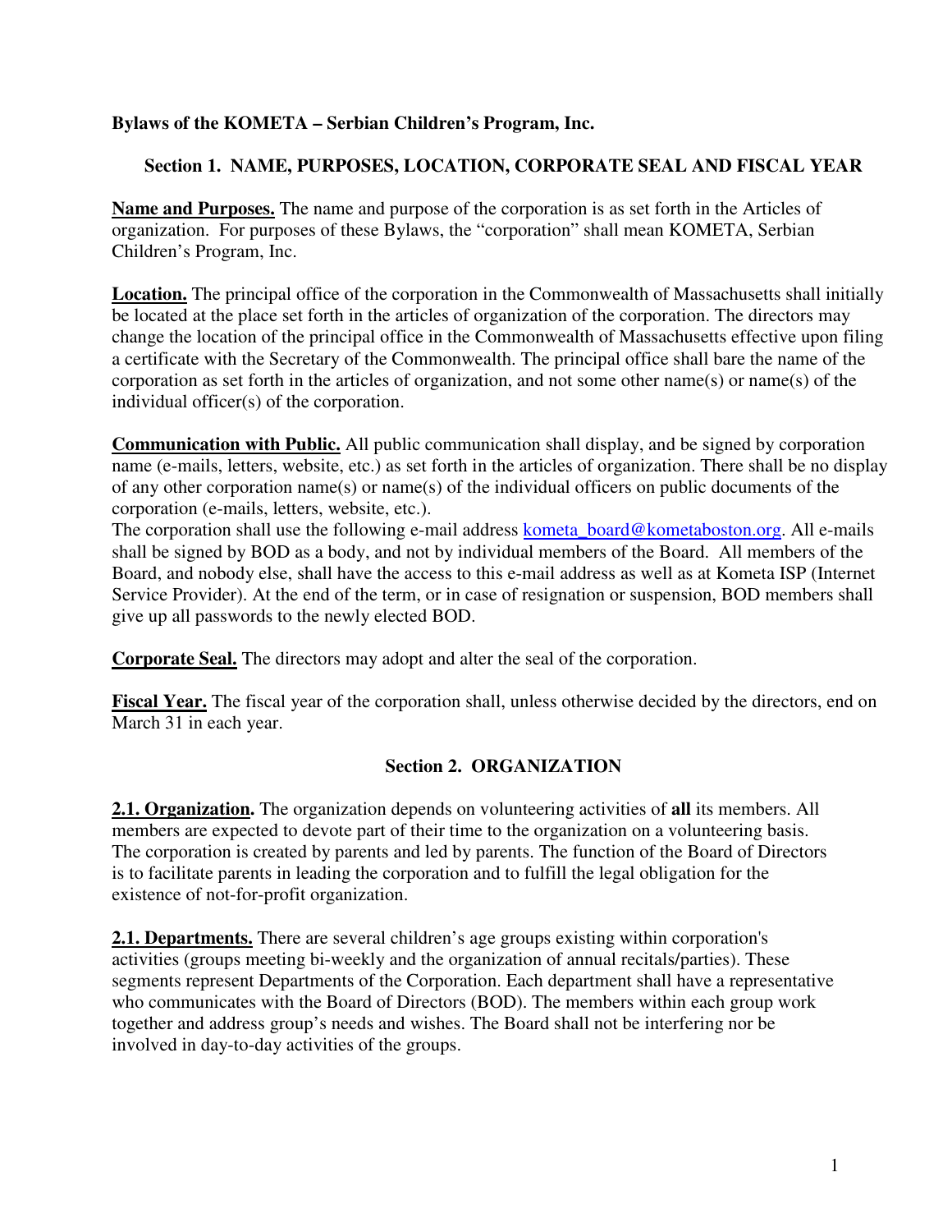# Bylaws of the KOMETA – Serbian Children's Program, Inc.

## Section 1. NAME, PURPOSES, LOCATION, CORPORATE SEAL AND FISCAL YEAR

**Name and Purposes.** The name and purpose of the corporation is as set forth in the Articles of organization. For purposes of these Bylaws, the "corporation" shall mean KOMETA, Serbian Children's Program, Inc.

**Location.** The principal office of the corporation in the Commonwealth of Massachusetts shall initially be located at the place set forth in the articles of organization of the corporation. The directors may change the location of the principal office in the Commonwealth of Massachusetts effective upon filing a certificate with the Secretary of the Commonwealth. The principal office shall bare the name of the corporation as set forth in the articles of organization, and not some other name(s) or name(s) of the individual officer(s) of the corporation.

**Communication with Public.** All public communication shall display, and be signed by corporation name (e-mails, letters, website, etc.) as set forth in the articles of organization. There shall be no display of any other corporation name(s) or name(s) of the individual officers on public documents of the corporation (e-mails, letters, website, etc.).
The corporation shall use the following e-mail address kometa_board@kometaboston.org. All e-mails shall be signed by BOD as a body, and not by individual members of the Board. All members of the Board, and nobody else, shall have the access to this e-mail address as well as at Kometa ISP (Internet Service Provider). At the end of the term, or in case of resignation or suspension, BOD members shall give up all passwords to the newly elected BOD.

**Corporate Seal.** The directors may adopt and alter the seal of the corporation.

**Fiscal Year.** The fiscal year of the corporation shall, unless otherwise decided by the directors, end on March 31 in each year.

## Section 2. ORGANIZATION

**2.1. Organization.** The organization depends on volunteering activities of **all** its members. All members are expected to devote part of their time to the organization on a volunteering basis. The corporation is created by parents and led by parents. The function of the Board of Directors is to facilitate parents in leading the corporation and to fulfill the legal obligation for the existence of not-for-profit organization.

**2.1. Departments.** There are several children's age groups existing within corporation's activities (groups meeting bi-weekly and the organization of annual recitals/parties). These segments represent Departments of the Corporation. Each department shall have a representative who communicates with the Board of Directors (BOD). The members within each group work together and address group's needs and wishes. The Board shall not be interfering nor be involved in day-to-day activities of the groups.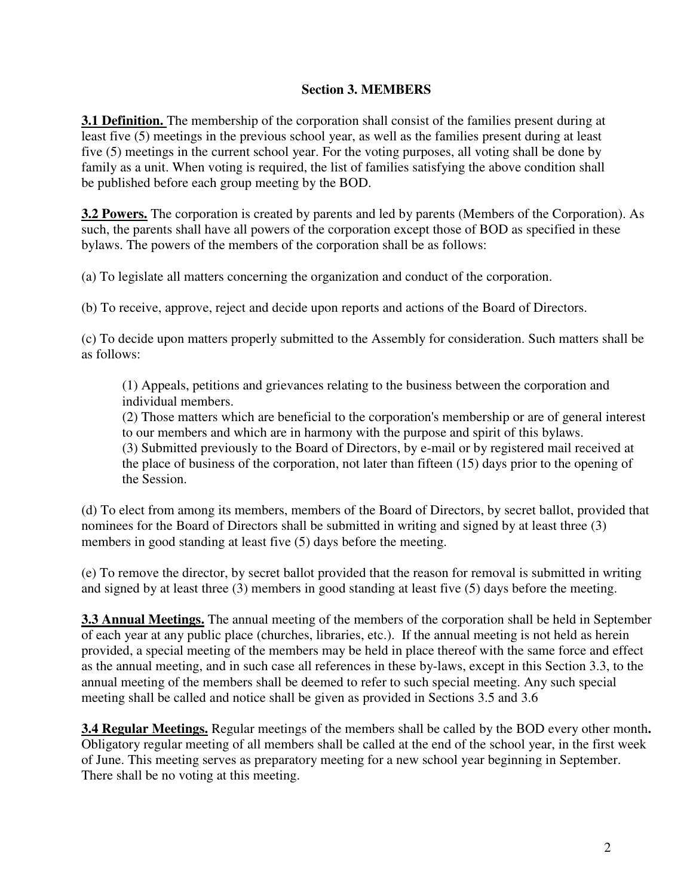## Section 3. MEMBERS

**3.1 Definition.** The membership of the corporation shall consist of the families present during at least five (5) meetings in the previous school year, as well as the families present during at least five (5) meetings in the current school year. For the voting purposes, all voting shall be done by family as a unit. When voting is required, the list of families satisfying the above condition shall be published before each group meeting by the BOD.

**3.2 Powers.** The corporation is created by parents and led by parents (Members of the Corporation). As such, the parents shall have all powers of the corporation except those of BOD as specified in these bylaws. The powers of the members of the corporation shall be as follows:

(a) To legislate all matters concerning the organization and conduct of the corporation.

(b) To receive, approve, reject and decide upon reports and actions of the Board of Directors.

(c) To decide upon matters properly submitted to the Assembly for consideration. Such matters shall be as follows:

> (1) Appeals, petitions and grievances relating to the business between the corporation and individual members.
> (2) Those matters which are beneficial to the corporation's membership or are of general interest to our members and which are in harmony with the purpose and spirit of this bylaws.
> (3) Submitted previously to the Board of Directors, by e-mail or by registered mail received at the place of business of the corporation, not later than fifteen (15) days prior to the opening of the Session.

(d) To elect from among its members, members of the Board of Directors, by secret ballot, provided that nominees for the Board of Directors shall be submitted in writing and signed by at least three (3) members in good standing at least five (5) days before the meeting.

(e) To remove the director, by secret ballot provided that the reason for removal is submitted in writing and signed by at least three (3) members in good standing at least five (5) days before the meeting.

**3.3 Annual Meetings.** The annual meeting of the members of the corporation shall be held in September of each year at any public place (churches, libraries, etc.). If the annual meeting is not held as herein provided, a special meeting of the members may be held in place thereof with the same force and effect as the annual meeting, and in such case all references in these by-laws, except in this Section 3.3, to the annual meeting of the members shall be deemed to refer to such special meeting. Any such special meeting shall be called and notice shall be given as provided in Sections 3.5 and 3.6

**3.4 Regular Meetings.** Regular meetings of the members shall be called by the BOD every other month**.** Obligatory regular meeting of all members shall be called at the end of the school year, in the first week of June. This meeting serves as preparatory meeting for a new school year beginning in September. There shall be no voting at this meeting.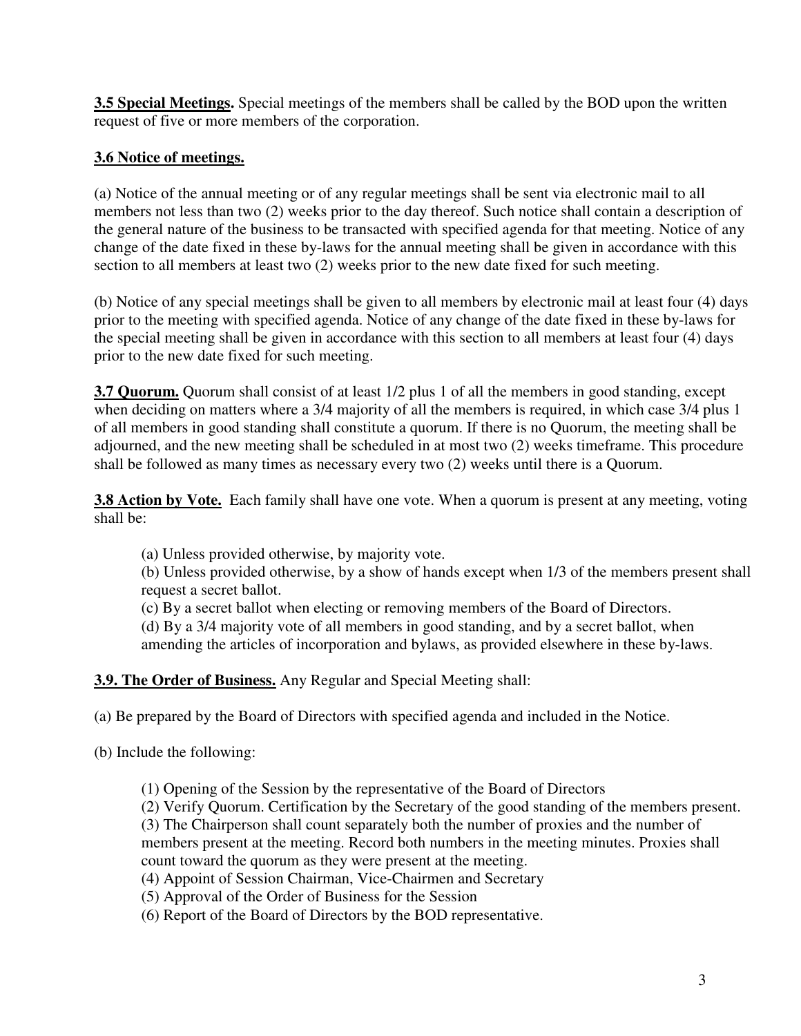**3.5 Special Meetings.** Special meetings of the members shall be called by the BOD upon the written request of five or more members of the corporation.

**3.6 Notice of meetings.**

(a) Notice of the annual meeting or of any regular meetings shall be sent via electronic mail to all members not less than two (2) weeks prior to the day thereof. Such notice shall contain a description of the general nature of the business to be transacted with specified agenda for that meeting. Notice of any change of the date fixed in these by-laws for the annual meeting shall be given in accordance with this section to all members at least two (2) weeks prior to the new date fixed for such meeting.

(b) Notice of any special meetings shall be given to all members by electronic mail at least four (4) days prior to the meeting with specified agenda. Notice of any change of the date fixed in these by-laws for the special meeting shall be given in accordance with this section to all members at least four (4) days prior to the new date fixed for such meeting.

**3.7 Quorum.** Quorum shall consist of at least 1/2 plus 1 of all the members in good standing, except when deciding on matters where a 3/4 majority of all the members is required, in which case 3/4 plus 1 of all members in good standing shall constitute a quorum. If there is no Quorum, the meeting shall be adjourned, and the new meeting shall be scheduled in at most two (2) weeks timeframe. This procedure shall be followed as many times as necessary every two (2) weeks until there is a Quorum.

**3.8 Action by Vote.** Each family shall have one vote. When a quorum is present at any meeting, voting shall be:

(a) Unless provided otherwise, by majority vote.
(b) Unless provided otherwise, by a show of hands except when 1/3 of the members present shall request a secret ballot.
(c) By a secret ballot when electing or removing members of the Board of Directors.
(d) By a 3/4 majority vote of all members in good standing, and by a secret ballot, when amending the articles of incorporation and bylaws, as provided elsewhere in these by-laws.

**3.9. The Order of Business.** Any Regular and Special Meeting shall:

(a) Be prepared by the Board of Directors with specified agenda and included in the Notice.

(b) Include the following:

(1) Opening of the Session by the representative of the Board of Directors
(2) Verify Quorum. Certification by the Secretary of the good standing of the members present.
(3) The Chairperson shall count separately both the number of proxies and the number of members present at the meeting. Record both numbers in the meeting minutes. Proxies shall count toward the quorum as they were present at the meeting.
(4) Appoint of Session Chairman, Vice-Chairmen and Secretary
(5) Approval of the Order of Business for the Session
(6) Report of the Board of Directors by the BOD representative.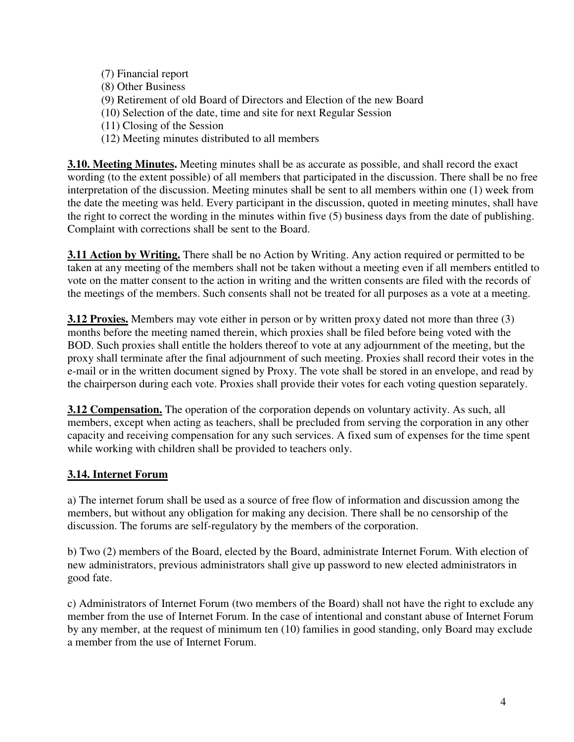(7) Financial report
(8) Other Business
(9) Retirement of old Board of Directors and Election of the new Board
(10) Selection of the date, time and site for next Regular Session
(11) Closing of the Session
(12) Meeting minutes distributed to all members

**3.10. Meeting Minutes.** Meeting minutes shall be as accurate as possible, and shall record the exact wording (to the extent possible) of all members that participated in the discussion. There shall be no free interpretation of the discussion. Meeting minutes shall be sent to all members within one (1) week from the date the meeting was held. Every participant in the discussion, quoted in meeting minutes, shall have the right to correct the wording in the minutes within five (5) business days from the date of publishing. Complaint with corrections shall be sent to the Board.

**3.11 Action by Writing.** There shall be no Action by Writing. Any action required or permitted to be taken at any meeting of the members shall not be taken without a meeting even if all members entitled to vote on the matter consent to the action in writing and the written consents are filed with the records of the meetings of the members. Such consents shall not be treated for all purposes as a vote at a meeting.

**3.12 Proxies.** Members may vote either in person or by written proxy dated not more than three (3) months before the meeting named therein, which proxies shall be filed before being voted with the BOD. Such proxies shall entitle the holders thereof to vote at any adjournment of the meeting, but the proxy shall terminate after the final adjournment of such meeting. Proxies shall record their votes in the e-mail or in the written document signed by Proxy. The vote shall be stored in an envelope, and read by the chairperson during each vote. Proxies shall provide their votes for each voting question separately.

**3.12 Compensation.** The operation of the corporation depends on voluntary activity. As such, all members, except when acting as teachers, shall be precluded from serving the corporation in any other capacity and receiving compensation for any such services. A fixed sum of expenses for the time spent while working with children shall be provided to teachers only.

**3.14. Internet Forum**

a) The internet forum shall be used as a source of free flow of information and discussion among the members, but without any obligation for making any decision. There shall be no censorship of the discussion. The forums are self-regulatory by the members of the corporation.

b) Two (2) members of the Board, elected by the Board, administrate Internet Forum. With election of new administrators, previous administrators shall give up password to new elected administrators in good fate.

c) Administrators of Internet Forum (two members of the Board) shall not have the right to exclude any member from the use of Internet Forum. In the case of intentional and constant abuse of Internet Forum by any member, at the request of minimum ten (10) families in good standing, only Board may exclude a member from the use of Internet Forum.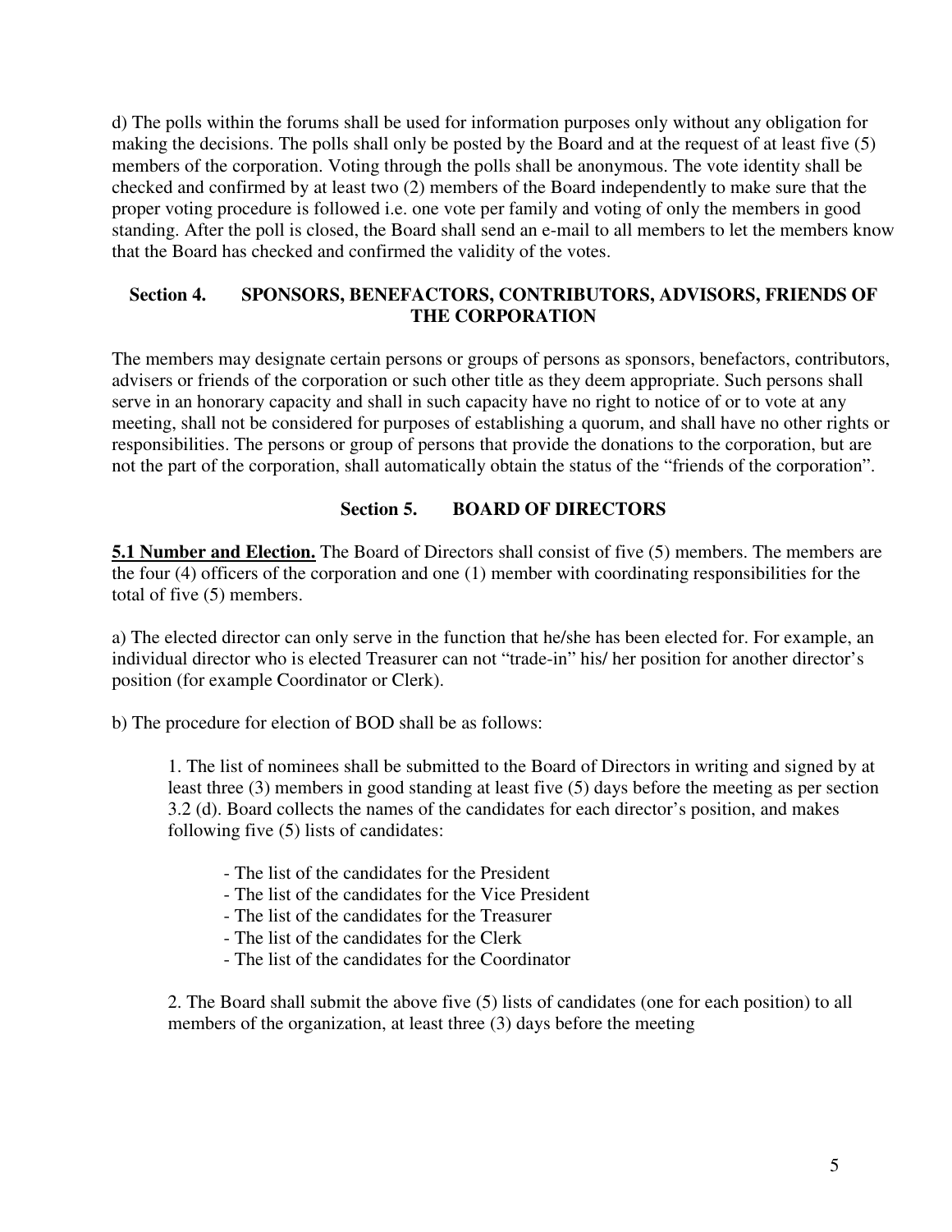d) The polls within the forums shall be used for information purposes only without any obligation for making the decisions. The polls shall only be posted by the Board and at the request of at least five (5) members of the corporation. Voting through the polls shall be anonymous. The vote identity shall be checked and confirmed by at least two (2) members of the Board independently to make sure that the proper voting procedure is followed i.e. one vote per family and voting of only the members in good standing. After the poll is closed, the Board shall send an e-mail to all members to let the members know that the Board has checked and confirmed the validity of the votes.

## Section 4. SPONSORS, BENEFACTORS, CONTRIBUTORS, ADVISORS, FRIENDS OF THE CORPORATION

The members may designate certain persons or groups of persons as sponsors, benefactors, contributors, advisers or friends of the corporation or such other title as they deem appropriate. Such persons shall serve in an honorary capacity and shall in such capacity have no right to notice of or to vote at any meeting, shall not be considered for purposes of establishing a quorum, and shall have no other rights or responsibilities. The persons or group of persons that provide the donations to the corporation, but are not the part of the corporation, shall automatically obtain the status of the "friends of the corporation".

## Section 5. BOARD OF DIRECTORS

**5.1 Number and Election.** The Board of Directors shall consist of five (5) members. The members are the four (4) officers of the corporation and one (1) member with coordinating responsibilities for the total of five (5) members.

a) The elected director can only serve in the function that he/she has been elected for. For example, an individual director who is elected Treasurer can not "trade-in" his/ her position for another director's position (for example Coordinator or Clerk).

b) The procedure for election of BOD shall be as follows:

1. The list of nominees shall be submitted to the Board of Directors in writing and signed by at least three (3) members in good standing at least five (5) days before the meeting as per section 3.2 (d). Board collects the names of the candidates for each director's position, and makes following five (5) lists of candidates:

   - The list of the candidates for the President
   - The list of the candidates for the Vice President
   - The list of the candidates for the Treasurer
   - The list of the candidates for the Clerk
   - The list of the candidates for the Coordinator

2. The Board shall submit the above five (5) lists of candidates (one for each position) to all members of the organization, at least three (3) days before the meeting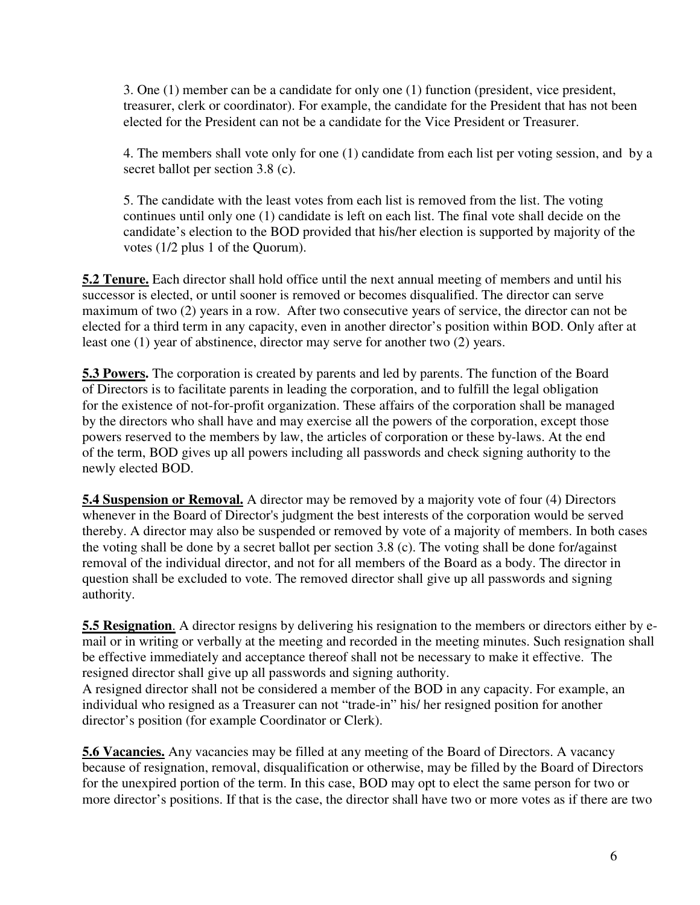3. One (1) member can be a candidate for only one (1) function (president, vice president, treasurer, clerk or coordinator). For example, the candidate for the President that has not been elected for the President can not be a candidate for the Vice President or Treasurer.

4. The members shall vote only for one (1) candidate from each list per voting session, and by a secret ballot per section 3.8 (c).

5. The candidate with the least votes from each list is removed from the list. The voting continues until only one (1) candidate is left on each list. The final vote shall decide on the candidate's election to the BOD provided that his/her election is supported by majority of the votes (1/2 plus 1 of the Quorum).

**5.2 Tenure.** Each director shall hold office until the next annual meeting of members and until his successor is elected, or until sooner is removed or becomes disqualified. The director can serve maximum of two (2) years in a row. After two consecutive years of service, the director can not be elected for a third term in any capacity, even in another director's position within BOD. Only after at least one (1) year of abstinence, director may serve for another two (2) years.

**5.3 Powers.** The corporation is created by parents and led by parents. The function of the Board of Directors is to facilitate parents in leading the corporation, and to fulfill the legal obligation for the existence of not-for-profit organization. These affairs of the corporation shall be managed by the directors who shall have and may exercise all the powers of the corporation, except those powers reserved to the members by law, the articles of corporation or these by-laws. At the end of the term, BOD gives up all powers including all passwords and check signing authority to the newly elected BOD.

**5.4 Suspension or Removal.** A director may be removed by a majority vote of four (4) Directors whenever in the Board of Director's judgment the best interests of the corporation would be served thereby. A director may also be suspended or removed by vote of a majority of members. In both cases the voting shall be done by a secret ballot per section 3.8 (c). The voting shall be done for/against removal of the individual director, and not for all members of the Board as a body. The director in question shall be excluded to vote. The removed director shall give up all passwords and signing authority.

**5.5 Resignation**. A director resigns by delivering his resignation to the members or directors either by e-mail or in writing or verbally at the meeting and recorded in the meeting minutes. Such resignation shall be effective immediately and acceptance thereof shall not be necessary to make it effective. The resigned director shall give up all passwords and signing authority.
A resigned director shall not be considered a member of the BOD in any capacity. For example, an individual who resigned as a Treasurer can not "trade-in" his/ her resigned position for another director's position (for example Coordinator or Clerk).

**5.6 Vacancies.** Any vacancies may be filled at any meeting of the Board of Directors. A vacancy because of resignation, removal, disqualification or otherwise, may be filled by the Board of Directors for the unexpired portion of the term. In this case, BOD may opt to elect the same person for two or more director's positions. If that is the case, the director shall have two or more votes as if there are two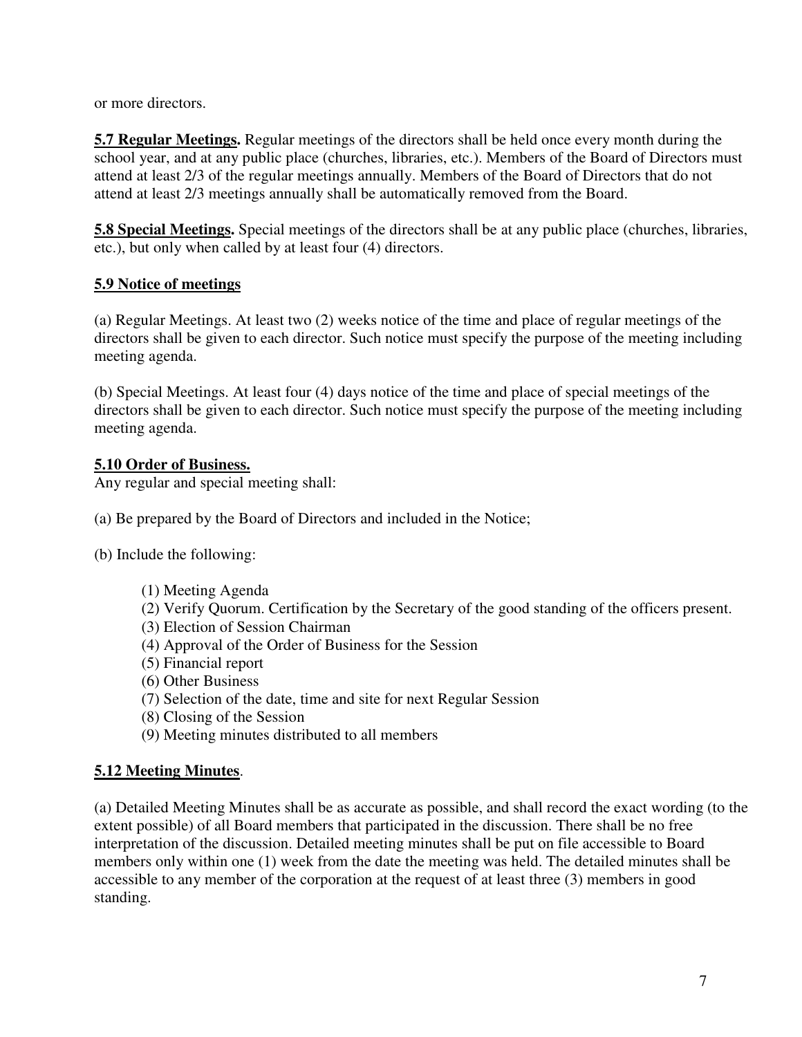or more directors.

**<u>5.7 Regular Meetings</u>.** Regular meetings of the directors shall be held once every month during the school year, and at any public place (churches, libraries, etc.). Members of the Board of Directors must attend at least 2/3 of the regular meetings annually. Members of the Board of Directors that do not attend at least 2/3 meetings annually shall be automatically removed from the Board.

**<u>5.8 Special Meetings</u>.** Special meetings of the directors shall be at any public place (churches, libraries, etc.), but only when called by at least four (4) directors.

**<u>5.9 Notice of meetings</u>**

(a) Regular Meetings. At least two (2) weeks notice of the time and place of regular meetings of the directors shall be given to each director. Such notice must specify the purpose of the meeting including meeting agenda.

(b) Special Meetings. At least four (4) days notice of the time and place of special meetings of the directors shall be given to each director. Such notice must specify the purpose of the meeting including meeting agenda.

**<u>5.10 Order of Business.</u>**

Any regular and special meeting shall:

(a) Be prepared by the Board of Directors and included in the Notice;

(b) Include the following:

> (1) Meeting Agenda
> (2) Verify Quorum. Certification by the Secretary of the good standing of the officers present.
> (3) Election of Session Chairman
> (4) Approval of the Order of Business for the Session
> (5) Financial report
> (6) Other Business
> (7) Selection of the date, time and site for next Regular Session
> (8) Closing of the Session
> (9) Meeting minutes distributed to all members

**<u>5.12 Meeting Minutes</u>**.

(a) Detailed Meeting Minutes shall be as accurate as possible, and shall record the exact wording (to the extent possible) of all Board members that participated in the discussion. There shall be no free interpretation of the discussion. Detailed meeting minutes shall be put on file accessible to Board members only within one (1) week from the date the meeting was held. The detailed minutes shall be accessible to any member of the corporation at the request of at least three (3) members in good standing.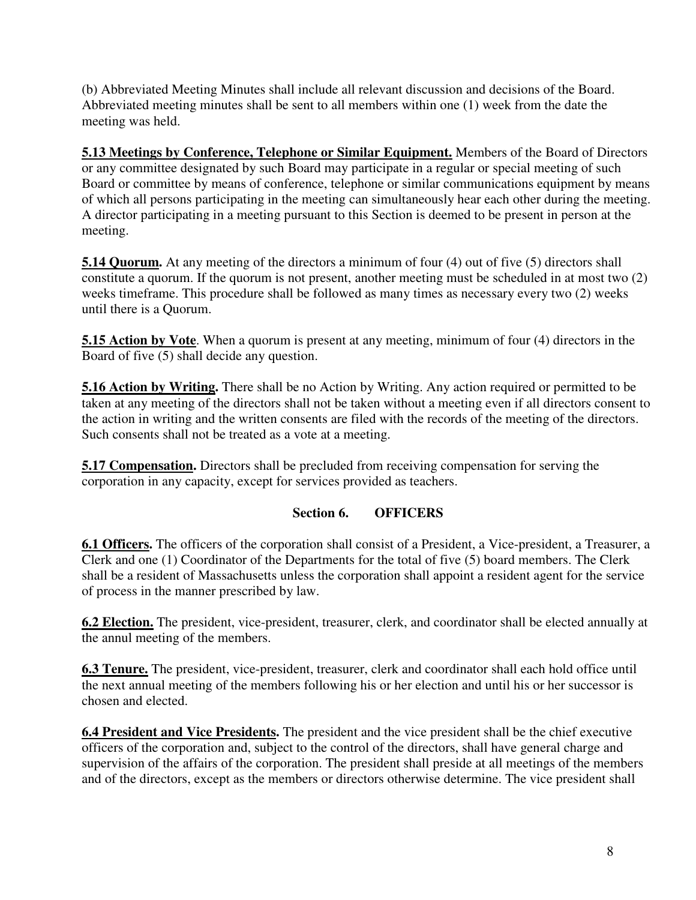(b) Abbreviated Meeting Minutes shall include all relevant discussion and decisions of the Board. Abbreviated meeting minutes shall be sent to all members within one (1) week from the date the meeting was held.

**5.13 Meetings by Conference, Telephone or Similar Equipment.** Members of the Board of Directors or any committee designated by such Board may participate in a regular or special meeting of such Board or committee by means of conference, telephone or similar communications equipment by means of which all persons participating in the meeting can simultaneously hear each other during the meeting. A director participating in a meeting pursuant to this Section is deemed to be present in person at the meeting.

**5.14 Quorum.** At any meeting of the directors a minimum of four (4) out of five (5) directors shall constitute a quorum. If the quorum is not present, another meeting must be scheduled in at most two (2) weeks timeframe. This procedure shall be followed as many times as necessary every two (2) weeks until there is a Quorum.

**5.15 Action by Vote**. When a quorum is present at any meeting, minimum of four (4) directors in the Board of five (5) shall decide any question.

**5.16 Action by Writing.** There shall be no Action by Writing. Any action required or permitted to be taken at any meeting of the directors shall not be taken without a meeting even if all directors consent to the action in writing and the written consents are filed with the records of the meeting of the directors. Such consents shall not be treated as a vote at a meeting.

**5.17 Compensation.** Directors shall be precluded from receiving compensation for serving the corporation in any capacity, except for services provided as teachers.

## Section 6. OFFICERS

**6.1 Officers.** The officers of the corporation shall consist of a President, a Vice-president, a Treasurer, a Clerk and one (1) Coordinator of the Departments for the total of five (5) board members. The Clerk shall be a resident of Massachusetts unless the corporation shall appoint a resident agent for the service of process in the manner prescribed by law.

**6.2 Election.** The president, vice-president, treasurer, clerk, and coordinator shall be elected annually at the annul meeting of the members.

**6.3 Tenure.** The president, vice-president, treasurer, clerk and coordinator shall each hold office until the next annual meeting of the members following his or her election and until his or her successor is chosen and elected.

**6.4 President and Vice Presidents.** The president and the vice president shall be the chief executive officers of the corporation and, subject to the control of the directors, shall have general charge and supervision of the affairs of the corporation. The president shall preside at all meetings of the members and of the directors, except as the members or directors otherwise determine. The vice president shall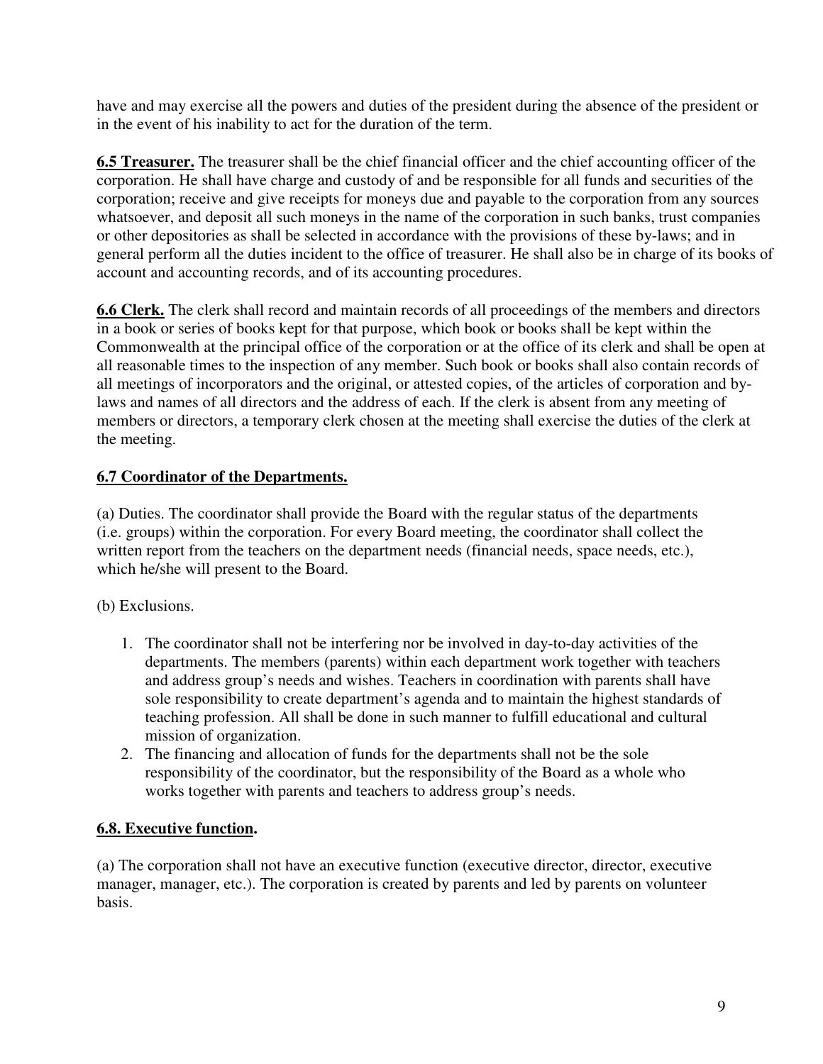have and may exercise all the powers and duties of the president during the absence of the president or in the event of his inability to act for the duration of the term.

**6.5 Treasurer.** The treasurer shall be the chief financial officer and the chief accounting officer of the corporation. He shall have charge and custody of and be responsible for all funds and securities of the corporation; receive and give receipts for moneys due and payable to the corporation from any sources whatsoever, and deposit all such moneys in the name of the corporation in such banks, trust companies or other depositories as shall be selected in accordance with the provisions of these by-laws; and in general perform all the duties incident to the office of treasurer. He shall also be in charge of its books of account and accounting records, and of its accounting procedures.

**6.6 Clerk.** The clerk shall record and maintain records of all proceedings of the members and directors in a book or series of books kept for that purpose, which book or books shall be kept within the Commonwealth at the principal office of the corporation or at the office of its clerk and shall be open at all reasonable times to the inspection of any member. Such book or books shall also contain records of all meetings of incorporators and the original, or attested copies, of the articles of corporation and by-laws and names of all directors and the address of each. If the clerk is absent from any meeting of members or directors, a temporary clerk chosen at the meeting shall exercise the duties of the clerk at the meeting.

**6.7 Coordinator of the Departments.**

(a) Duties. The coordinator shall provide the Board with the regular status of the departments (i.e. groups) within the corporation. For every Board meeting, the coordinator shall collect the written report from the teachers on the department needs (financial needs, space needs, etc.), which he/she will present to the Board.

(b) Exclusions.

1. The coordinator shall not be interfering nor be involved in day-to-day activities of the departments. The members (parents) within each department work together with teachers and address group's needs and wishes. Teachers in coordination with parents shall have sole responsibility to create department's agenda and to maintain the highest standards of teaching profession. All shall be done in such manner to fulfill educational and cultural mission of organization.
2. The financing and allocation of funds for the departments shall not be the sole responsibility of the coordinator, but the responsibility of the Board as a whole who works together with parents and teachers to address group's needs.

**6.8. Executive function.**

(a) The corporation shall not have an executive function (executive director, director, executive manager, manager, etc.). The corporation is created by parents and led by parents on volunteer basis.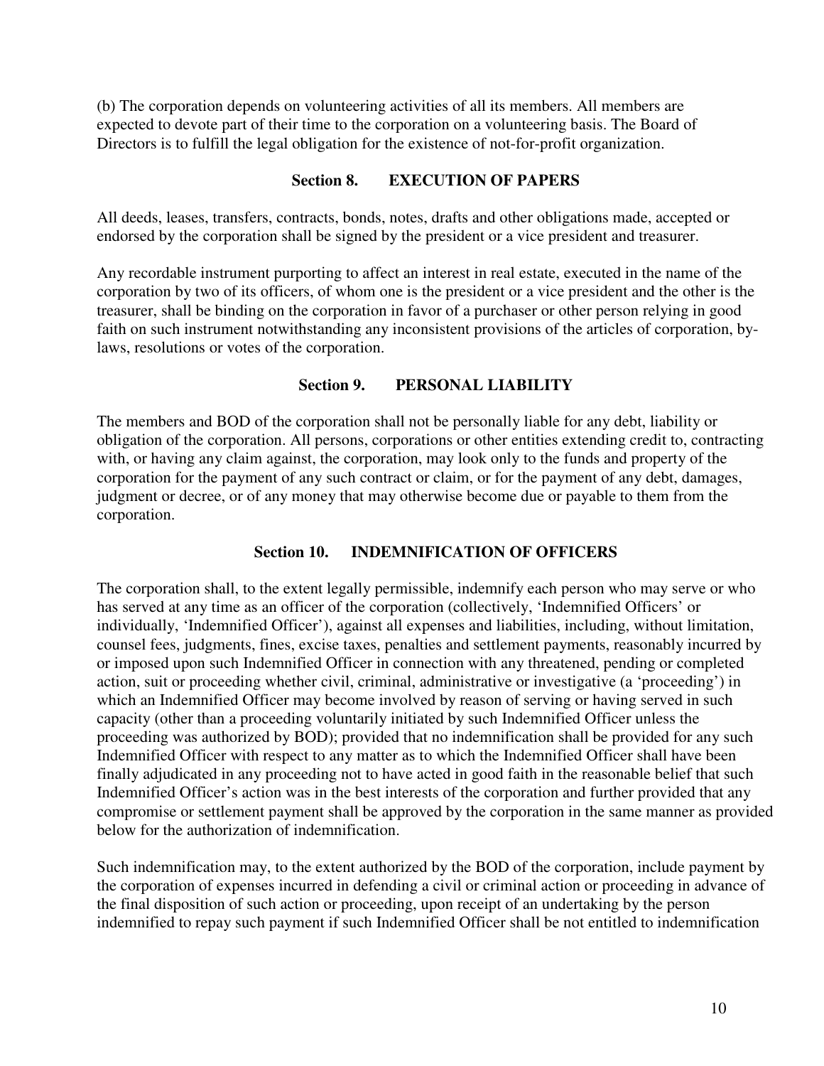(b) The corporation depends on volunteering activities of all its members. All members are expected to devote part of their time to the corporation on a volunteering basis. The Board of Directors is to fulfill the legal obligation for the existence of not-for-profit organization.

### Section 8. EXECUTION OF PAPERS

All deeds, leases, transfers, contracts, bonds, notes, drafts and other obligations made, accepted or endorsed by the corporation shall be signed by the president or a vice president and treasurer.

Any recordable instrument purporting to affect an interest in real estate, executed in the name of the corporation by two of its officers, of whom one is the president or a vice president and the other is the treasurer, shall be binding on the corporation in favor of a purchaser or other person relying in good faith on such instrument notwithstanding any inconsistent provisions of the articles of corporation, by-laws, resolutions or votes of the corporation.

### Section 9. PERSONAL LIABILITY

The members and BOD of the corporation shall not be personally liable for any debt, liability or obligation of the corporation. All persons, corporations or other entities extending credit to, contracting with, or having any claim against, the corporation, may look only to the funds and property of the corporation for the payment of any such contract or claim, or for the payment of any debt, damages, judgment or decree, or of any money that may otherwise become due or payable to them from the corporation.

### Section 10. INDEMNIFICATION OF OFFICERS

The corporation shall, to the extent legally permissible, indemnify each person who may serve or who has served at any time as an officer of the corporation (collectively, 'Indemnified Officers' or individually, 'Indemnified Officer'), against all expenses and liabilities, including, without limitation, counsel fees, judgments, fines, excise taxes, penalties and settlement payments, reasonably incurred by or imposed upon such Indemnified Officer in connection with any threatened, pending or completed action, suit or proceeding whether civil, criminal, administrative or investigative (a 'proceeding') in which an Indemnified Officer may become involved by reason of serving or having served in such capacity (other than a proceeding voluntarily initiated by such Indemnified Officer unless the proceeding was authorized by BOD); provided that no indemnification shall be provided for any such Indemnified Officer with respect to any matter as to which the Indemnified Officer shall have been finally adjudicated in any proceeding not to have acted in good faith in the reasonable belief that such Indemnified Officer's action was in the best interests of the corporation and further provided that any compromise or settlement payment shall be approved by the corporation in the same manner as provided below for the authorization of indemnification.

Such indemnification may, to the extent authorized by the BOD of the corporation, include payment by the corporation of expenses incurred in defending a civil or criminal action or proceeding in advance of the final disposition of such action or proceeding, upon receipt of an undertaking by the person indemnified to repay such payment if such Indemnified Officer shall be not entitled to indemnification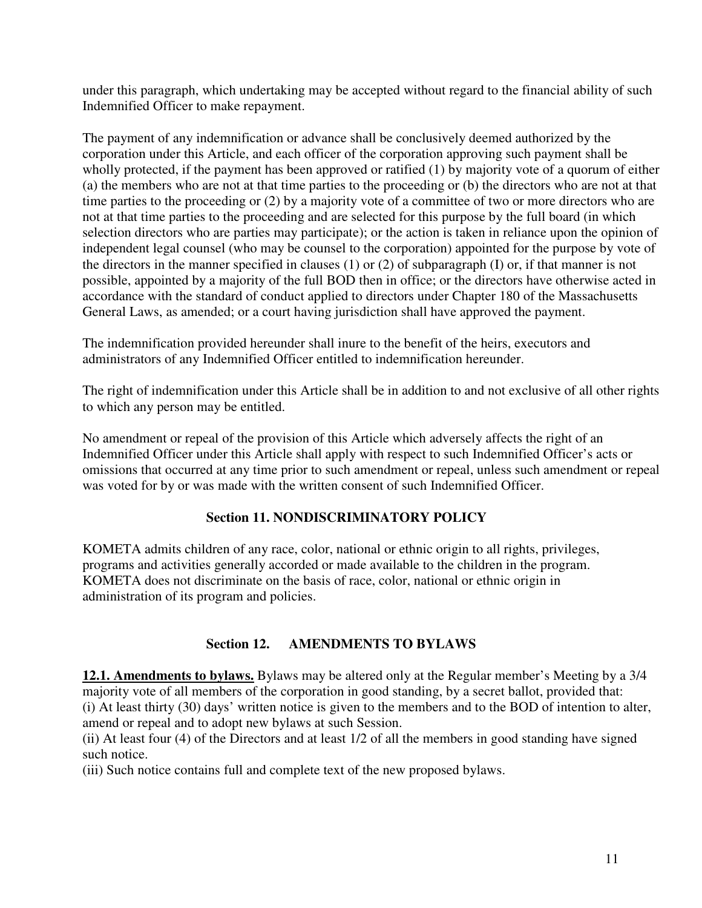under this paragraph, which undertaking may be accepted without regard to the financial ability of such Indemnified Officer to make repayment.

The payment of any indemnification or advance shall be conclusively deemed authorized by the corporation under this Article, and each officer of the corporation approving such payment shall be wholly protected, if the payment has been approved or ratified (1) by majority vote of a quorum of either (a) the members who are not at that time parties to the proceeding or (b) the directors who are not at that time parties to the proceeding or (2) by a majority vote of a committee of two or more directors who are not at that time parties to the proceeding and are selected for this purpose by the full board (in which selection directors who are parties may participate); or the action is taken in reliance upon the opinion of independent legal counsel (who may be counsel to the corporation) appointed for the purpose by vote of the directors in the manner specified in clauses (1) or (2) of subparagraph (I) or, if that manner is not possible, appointed by a majority of the full BOD then in office; or the directors have otherwise acted in accordance with the standard of conduct applied to directors under Chapter 180 of the Massachusetts General Laws, as amended; or a court having jurisdiction shall have approved the payment.

The indemnification provided hereunder shall inure to the benefit of the heirs, executors and administrators of any Indemnified Officer entitled to indemnification hereunder.

The right of indemnification under this Article shall be in addition to and not exclusive of all other rights to which any person may be entitled.

No amendment or repeal of the provision of this Article which adversely affects the right of an Indemnified Officer under this Article shall apply with respect to such Indemnified Officer's acts or omissions that occurred at any time prior to such amendment or repeal, unless such amendment or repeal was voted for by or was made with the written consent of such Indemnified Officer.

## Section 11. NONDISCRIMINATORY POLICY

KOMETA admits children of any race, color, national or ethnic origin to all rights, privileges, programs and activities generally accorded or made available to the children in the program. KOMETA does not discriminate on the basis of race, color, national or ethnic origin in administration of its program and policies.

## Section 12. AMENDMENTS TO BYLAWS

**12.1. Amendments to bylaws.** Bylaws may be altered only at the Regular member's Meeting by a 3/4 majority vote of all members of the corporation in good standing, by a secret ballot, provided that:

(i) At least thirty (30) days' written notice is given to the members and to the BOD of intention to alter, amend or repeal and to adopt new bylaws at such Session.

(ii) At least four (4) of the Directors and at least 1/2 of all the members in good standing have signed such notice.

(iii) Such notice contains full and complete text of the new proposed bylaws.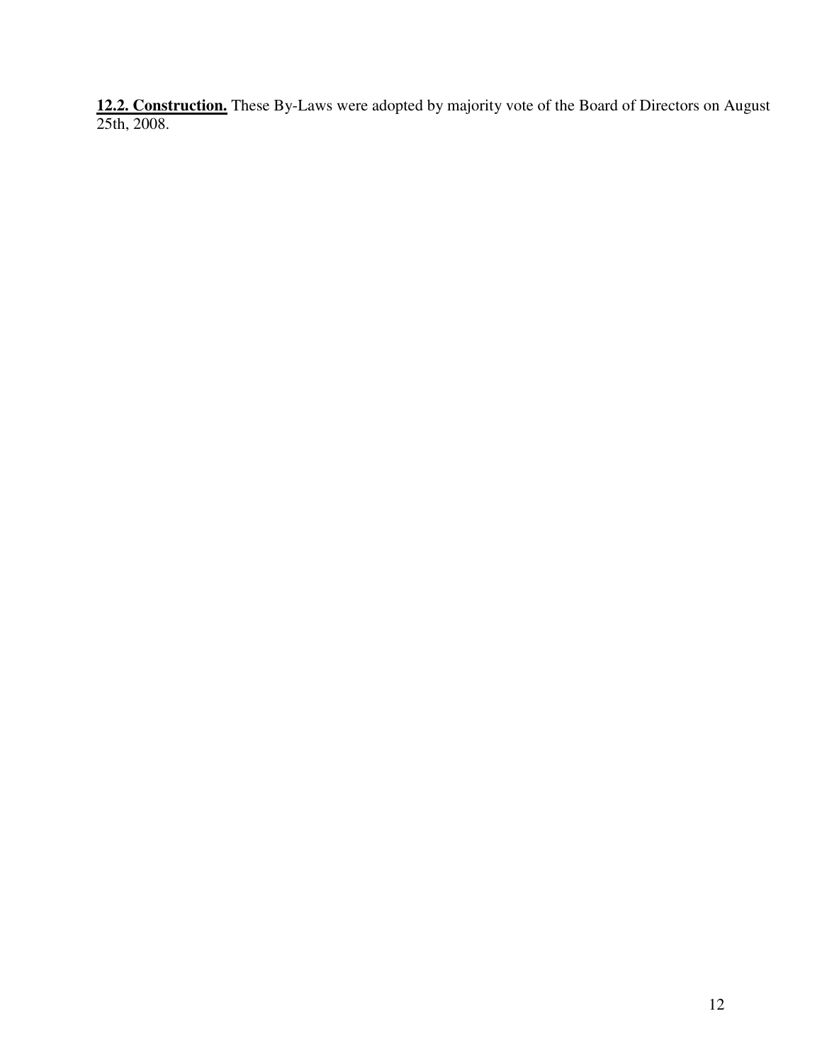**12.2. Construction.** These By-Laws were adopted by majority vote of the Board of Directors on August 25th, 2008.